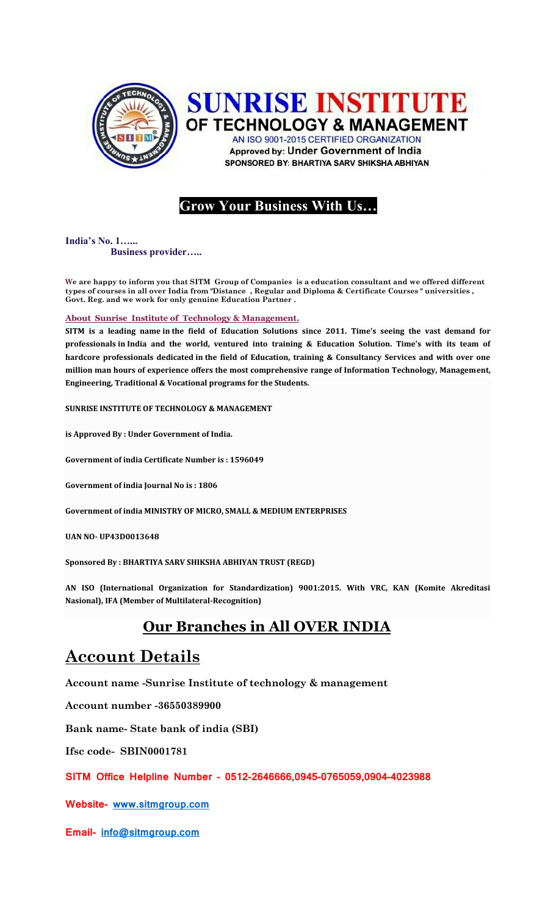# SUNRISE INSTITUTE OF TECHNOLOGY & MANAGEMENT

AN ISO 9001-2015 CERTIFIED ORGANIZATION

Approved by: Under Government of India

SPONSORED BY: BHARTIYA SARV SHIKSHA ABHIYAN

## Grow Your Business With Us…

**India's No. 1…...**
**Business provider…..**

**We are happy to inform you that SITM Group of Companies is a education consultant and we offered different types of courses in all over India from "Distance , Regular and Diploma & Certificate Courses " universities , Govt. Reg. and we work for only genuine Education Partner .**

**About Sunrise Institute of Technology & Management.**

**SITM is a leading name in the field of Education Solutions since 2011. Time's seeing the vast demand for professionals in India and the world, ventured into training & Education Solution. Time's with its team of hardcore professionals dedicated in the field of Education, training & Consultancy Services and with over one million man hours of experience offers the most comprehensive range of Information Technology, Management, Engineering, Traditional & Vocational programs for the Students.**

**SUNRISE INSTITUTE OF TECHNOLOGY & MANAGEMENT**

**is Approved By : Under Government of India.**

**Government of india Certificate Number is : 1596049**

**Government of india Journal No is : 1806**

**Government of india MINISTRY OF MICRO, SMALL & MEDIUM ENTERPRISES**

**UAN NO- UP43D0013648**

**Sponsored By : BHARTIYA SARV SHIKSHA ABHIYAN TRUST (REGD)**

**AN ISO (International Organization for Standardization) 9001:2015. With VRC, KAN (Komite Akreditasi Nasional), IFA (Member of Multilateral-Recognition)**

## Our Branches in All OVER INDIA

# Account Details

**Account name -Sunrise Institute of technology & management**

**Account number -36550389900**

**Bank name- State bank of india (SBI)**

**Ifsc code- SBIN0001781**

**SITM Office Helpline Number – 0512-2646666,0945-0765059,0904-4023988**

**Website- www.sitmgroup.com**

**Email- info@sitmgroup.com**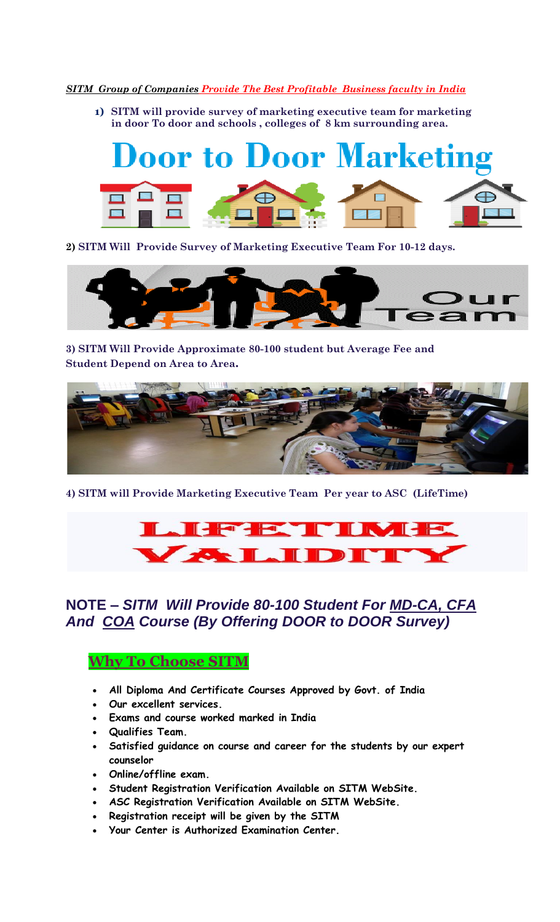*SITM Group of Companies Provide The Best Profitable Business faculty in India*

1) **SITM will provide survey of marketing executive team for marketing in door To door and schools , colleges of 8 km surrounding area.**

# Door to Door Marketing

2) **SITM Will Provide Survey of Marketing Executive Team For 10-12 days.**

Our Team

3) **SITM Will Provide Approximate 80-100 student but Average Fee and Student Depend on Area to Area.**

4) **SITM will Provide Marketing Executive Team Per year to ASC (LifeTime)**

LIFETIME VALIDITY

## NOTE – *SITM Will Provide 80-100 Student For MD-CA, CFA And COA Course (By Offering DOOR to DOOR Survey)*

### Why To Choose SITM

- **All Diploma And Certificate Courses Approved by Govt. of India**
- **Our excellent services.**
- **Exams and course worked marked in India**
- **Qualifies Team.**
- **Satisfied guidance on course and career for the students by our expert counselor**
- **Online/offline exam.**
- **Student Registration Verification Available on SITM WebSite.**
- **ASC Registration Verification Available on SITM WebSite.**
- **Registration receipt will be given by the SITM**
- **Your Center is Authorized Examination Center.**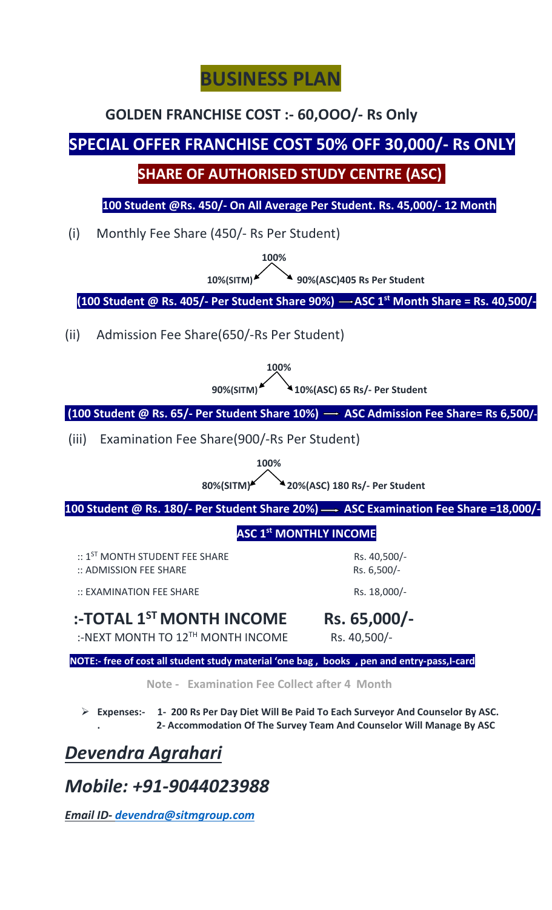# BUSINESS PLAN

## GOLDEN FRANCHISE COST :- 60,OOO/- Rs Only

## SPECIAL OFFER FRANCHISE COST 50% OFF 30,000/- Rs ONLY

## SHARE OF AUTHORISED STUDY CENTRE (ASC)

**100 Student @Rs. 450/- On All Average Per Student. Rs. 45,000/- 12 Month**

(i) Monthly Fee Share (450/- Rs Per Student)

**100%**

**10%(SITM)** | **90%(ASC)405 Rs Per Student**

**(100 Student @ Rs. 405/- Per Student Share 90%) ⟶ ASC 1st Month Share = Rs. 40,500/-**

(ii) Admission Fee Share(650/-Rs Per Student)

**100%**

**90%(SITM)** | **10%(ASC) 65 Rs/- Per Student**

**(100 Student @ Rs. 65/- Per Student Share 10%) ⟶ ASC Admission Fee Share= Rs 6,500/-**

(iii) Examination Fee Share(900/-Rs Per Student)

**100%**

**80%(SITM)** | **20%(ASC) 180 Rs/- Per Student**

**100 Student @ Rs. 180/- Per Student Share 20%) ⟶ ASC Examination Fee Share =18,000/-**

**ASC 1st MONTHLY INCOME**

| | |
|---|---|
| :: 1ST MONTH STUDENT FEE SHARE | Rs. 40,500/- |
| :: ADMISSION FEE SHARE | Rs. 6,500/- |
| :: EXAMINATION FEE SHARE | Rs. 18,000/- |
| **:-TOTAL 1ST MONTH INCOME** | **Rs. 65,000/-** |
| :-NEXT MONTH TO 12TH MONTH INCOME | Rs. 40,500/- |

**NOTE:- free of cost all student study material 'one bag , books , pen and entry-pass,I-card**

**Note - Examination Fee Collect after 4 Month**

- **Expenses:- 1- 200 Rs Per Day Diet Will Be Paid To Each Surveyor And Counselor By ASC.**
  **2- Accommodation Of The Survey Team And Counselor Will Manage By ASC**

## ***Devendra Agrahari***

## *Mobile: +91-9044023988*

***Email ID- devendra@sitmgroup.com***